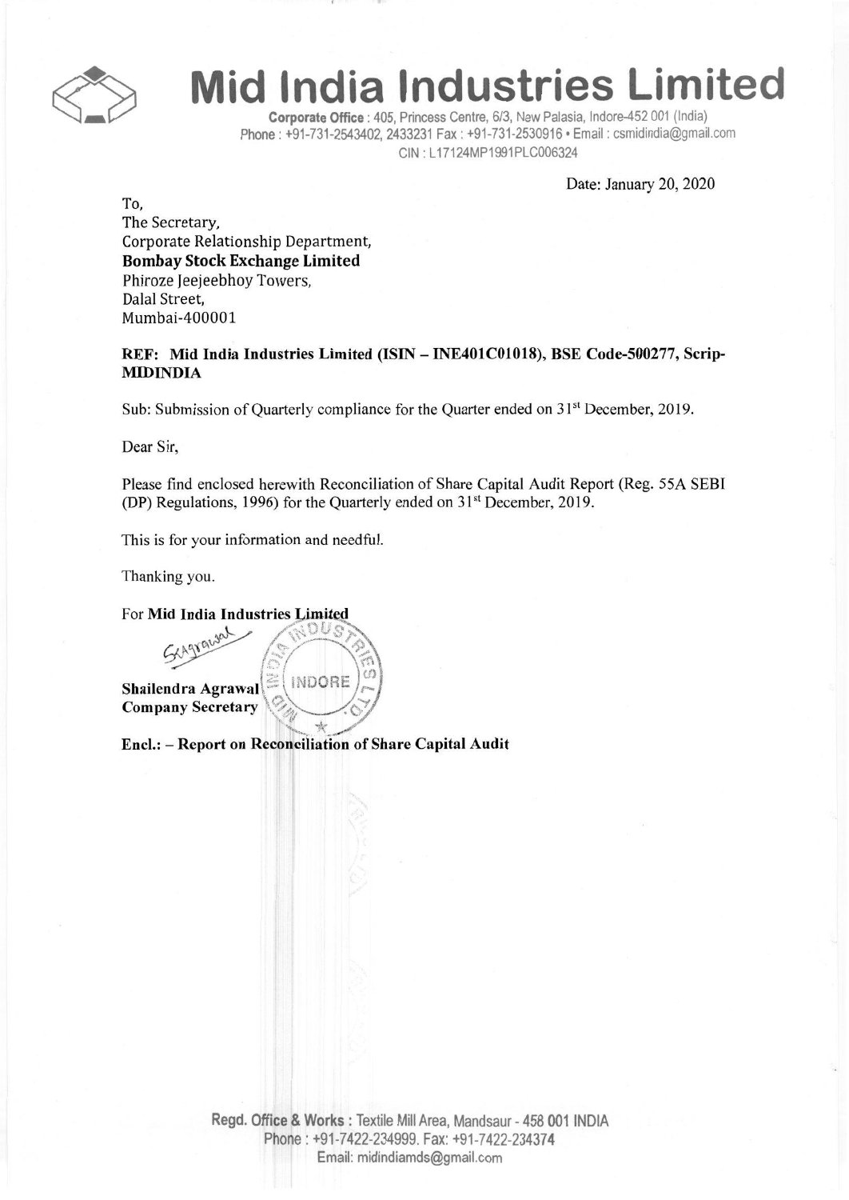# Mid India Industries Limited

**Corporate Office** : 405, Princess Centre, 6/3, New Palasia, Indore-452 001 (India)
Phone : +91-731-2543402, 2433231 Fax : +91-731-2530916 • Email : csmidindia@gmail.com
CIN : L17124MP1991PLC006324

Date: January 20, 2020

To,
The Secretary,
Corporate Relationship Department,
**Bombay Stock Exchange Limited**
Phiroze Jeejeebhoy Towers,
Dalal Street,
Mumbai-400001

**REF: Mid India Industries Limited (ISIN – INE401C01018), BSE Code-500277, Scrip-MIDINDIA**

Sub: Submission of Quarterly compliance for the Quarter ended on 31st December, 2019.

Dear Sir,

Please find enclosed herewith Reconciliation of Share Capital Audit Report (Reg. 55A SEBI (DP) Regulations, 1996) for the Quarterly ended on 31st December, 2019.

This is for your information and needful.

Thanking you.

For **Mid India Industries Limited**

**Shailendra Agrawal**
**Company Secretary**

**Encl.: – Report on Reconciliation of Share Capital Audit**

**Regd. Office & Works** : Textile Mill Area, Mandsaur - 458 001 INDIA
Phone : +91-7422-234999. Fax: +91-7422-234374
Email: midindiamds@gmail.com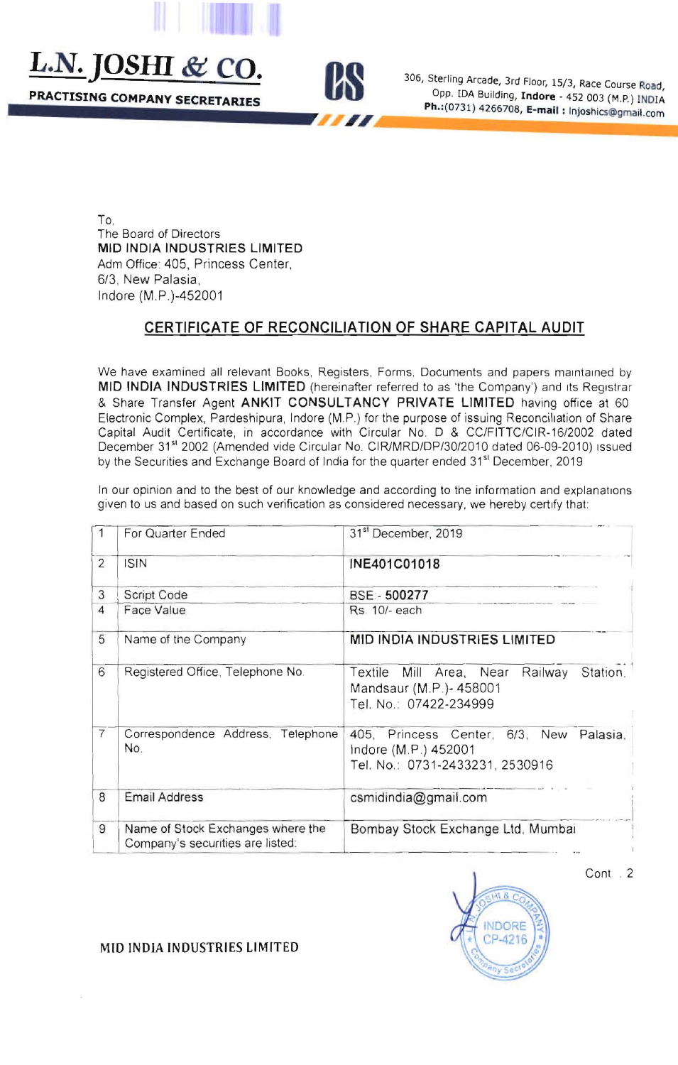# L.N. JOSHI & CO.

**PRACTISING COMPANY SECRETARIES**

306, Sterling Arcade, 3rd Floor, 15/3, Race Course Road, Opp. IDA Building, **Indore** - 452 003 (M.P.) INDIA
**Ph.:**(0731) 4266708, **E-mail :** lnjoshics@gmail.com

To,
The Board of Directors
**MID INDIA INDUSTRIES LIMITED**
Adm Office: 405, Princess Center,
6/3, New Palasia,
Indore (M.P.)-452001

## CERTIFICATE OF RECONCILIATION OF SHARE CAPITAL AUDIT

We have examined all relevant Books, Registers, Forms, Documents and papers maintained by **MID INDIA INDUSTRIES LIMITED** (hereinafter referred to as 'the Company') and its Registrar & Share Transfer Agent **ANKIT CONSULTANCY PRIVATE LIMITED** having office at 60 Electronic Complex, Pardeshipura, Indore (M.P.) for the purpose of issuing Reconciliation of Share Capital Audit Certificate, in accordance with Circular No. D & CC/FITTC/CIR-16/2002 dated December 31st 2002 (Amended vide Circular No. CIR/MRD/DP/30/2010 dated 06-09-2010) issued by the Securities and Exchange Board of India for the quarter ended 31st December, 2019

In our opinion and to the best of our knowledge and according to the information and explanations given to us and based on such verification as considered necessary, we hereby certify that:

| | | |
|---|---|---|
| 1 | For Quarter Ended | 31st December, 2019 |
| 2 | ISIN | **INE401C01018** |
| 3 | Script Code | BSE - **500277** |
| 4 | Face Value | Rs. 10/- each |
| 5 | Name of the Company | **MID INDIA INDUSTRIES LIMITED** |
| 6 | Registered Office, Telephone No. | Textile Mill Area, Near Railway Station, Mandsaur (M.P.)- 458001<br>Tel. No.: 07422-234999 |
| 7 | Correspondence Address, Telephone No. | 405, Princess Center, 6/3, New Palasia, Indore (M.P.) 452001<br>Tel. No.: 0731-2433231, 2530916 |
| 8 | Email Address | csmidindia@gmail.com |
| 9 | Name of Stock Exchanges where the Company's securities are listed: | Bombay Stock Exchange Ltd, Mumbai |

Cont . 2

MID INDIA INDUSTRIES LIMITED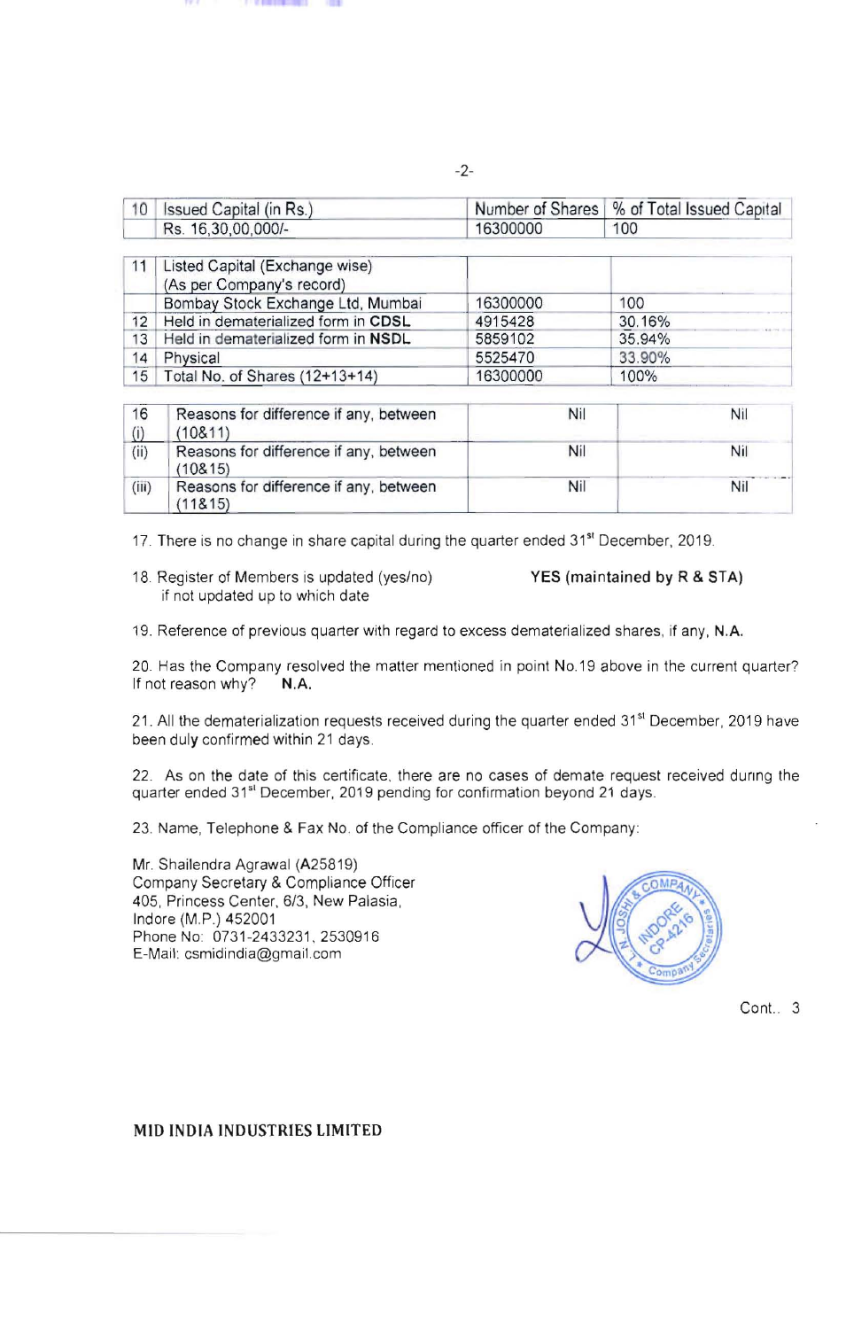| 10 | Issued Capital (in Rs.) | Number of Shares | % of Total Issued Capital |
|---|---|---|---|
| | Rs. 16,30,00,000/- | 16300000 | 100 |

| 11 | Listed Capital (Exchange wise) (As per Company's record) | | |
|---|---|---|---|
| | Bombay Stock Exchange Ltd, Mumbai | 16300000 | 100 |
| 12 | Held in dematerialized form in **CDSL** | 4915428 | 30.16% |
| 13 | Held in dematerialized form in **NSDL** | 5859102 | 35.94% |
| 14 | Physical | 5525470 | 33.90% |
| 15 | Total No. of Shares (12+13+14) | 16300000 | 100% |

| 16 (i) | Reasons for difference if any, between (10&11) | Nil | Nil |
|---|---|---|---|
| (ii) | Reasons for difference if any, between (10&15) | Nil | Nil |
| (iii) | Reasons for difference if any, between (11&15) | Nil | Nil |

17. There is no change in share capital during the quarter ended 31st December, 2019.

18. Register of Members is updated (yes/no) **YES (maintained by R & STA)**
    if not updated up to which date

19. Reference of previous quarter with regard to excess dematerialized shares, if any, **N.A.**

20. Has the Company resolved the matter mentioned in point No.19 above in the current quarter? If not reason why? **N.A.**

21. All the dematerialization requests received during the quarter ended 31st December, 2019 have been duly confirmed within 21 days.

22. As on the date of this certificate, there are no cases of demate request received during the quarter ended 31st December, 2019 pending for confirmation beyond 21 days.

23. Name, Telephone & Fax No. of the Compliance officer of the Company:

Mr. Shailendra Agrawal (A25819)
Company Secretary & Compliance Officer
405, Princess Center, 6/3, New Palasia,
Indore (M.P.) 452001
Phone No: 0731-2433231, 2530916
E-Mail: csmidindia@gmail.com

L. N. JOSHI & COMPANY, Company Secretaries, INDORE CP-4216

Cont.. 3

**MID INDIA INDUSTRIES LIMITED**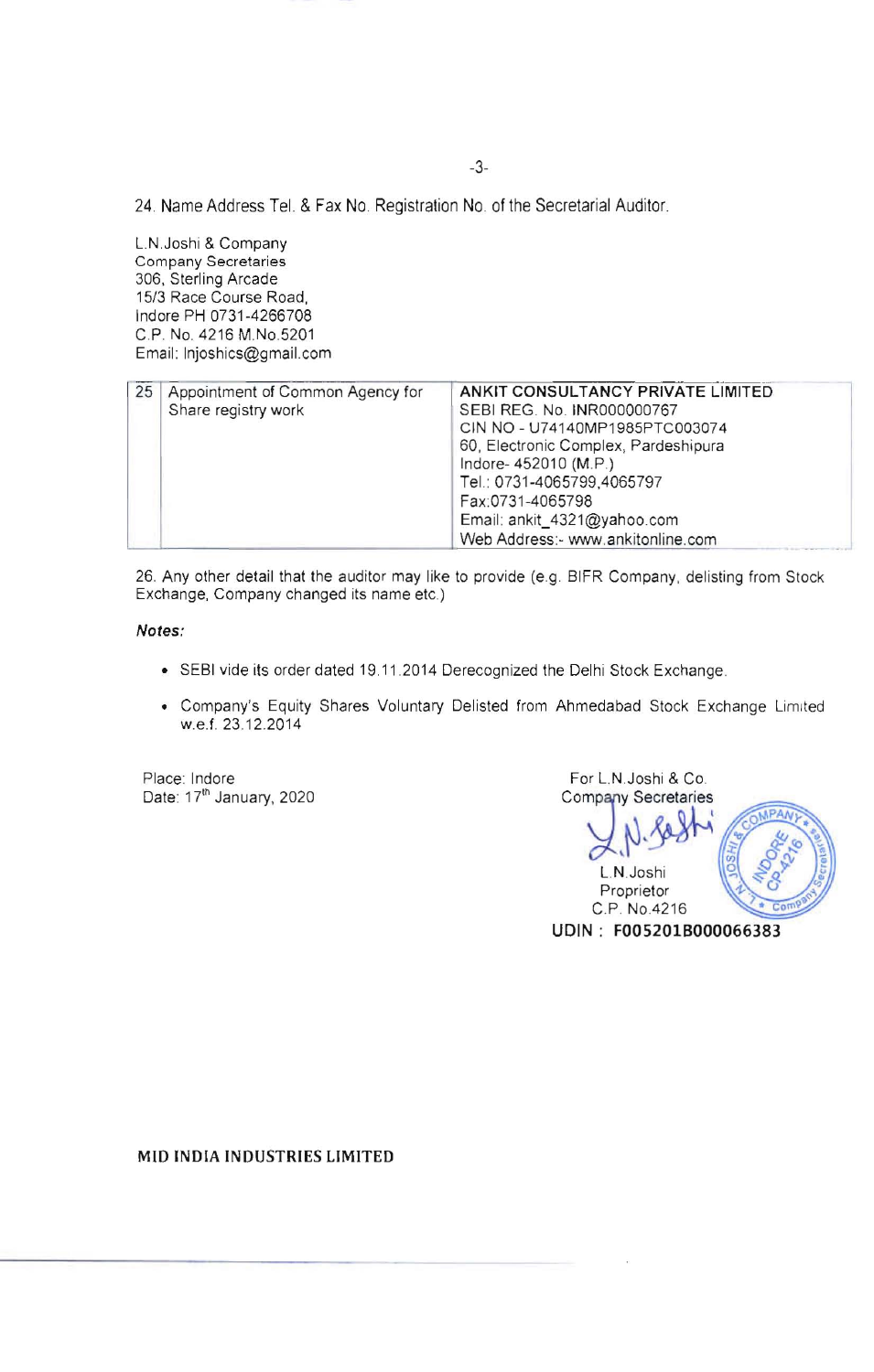24. Name Address Tel. & Fax No. Registration No. of the Secretarial Auditor.

L.N.Joshi & Company
Company Secretaries
306, Sterling Arcade
15/3 Race Course Road,
Indore PH 0731-4266708
C.P. No. 4216 M.No.5201
Email: lnjoshics@gmail.com

| | | |
|---|---|---|
| 25 | Appointment of Common Agency for Share registry work | **ANKIT CONSULTANCY PRIVATE LIMITED**<br>SEBI REG. No. INR000000767<br>CIN NO - U74140MP1985PTC003074<br>60, Electronic Complex, Pardeshipura<br>Indore- 452010 (M.P.)<br>Tel.: 0731-4065799,4065797<br>Fax:0731-4065798<br>Email: ankit_4321@yahoo.com<br>Web Address:- www.ankitonline.com |

26. Any other detail that the auditor may like to provide (e.g. BIFR Company, delisting from Stock Exchange, Company changed its name etc.)

***Notes:***

- SEBI vide its order dated 19.11.2014 Derecognized the Delhi Stock Exchange.
- Company's Equity Shares Voluntary Delisted from Ahmedabad Stock Exchange Limited w.e.f. 23.12.2014

Place: Indore
Date: 17th January, 2020

For L.N.Joshi & Co.
Company Secretaries

L.N.Joshi
Proprietor
C.P. No.4216

**UDIN : F005201B000066383**

**MID INDIA INDUSTRIES LIMITED**